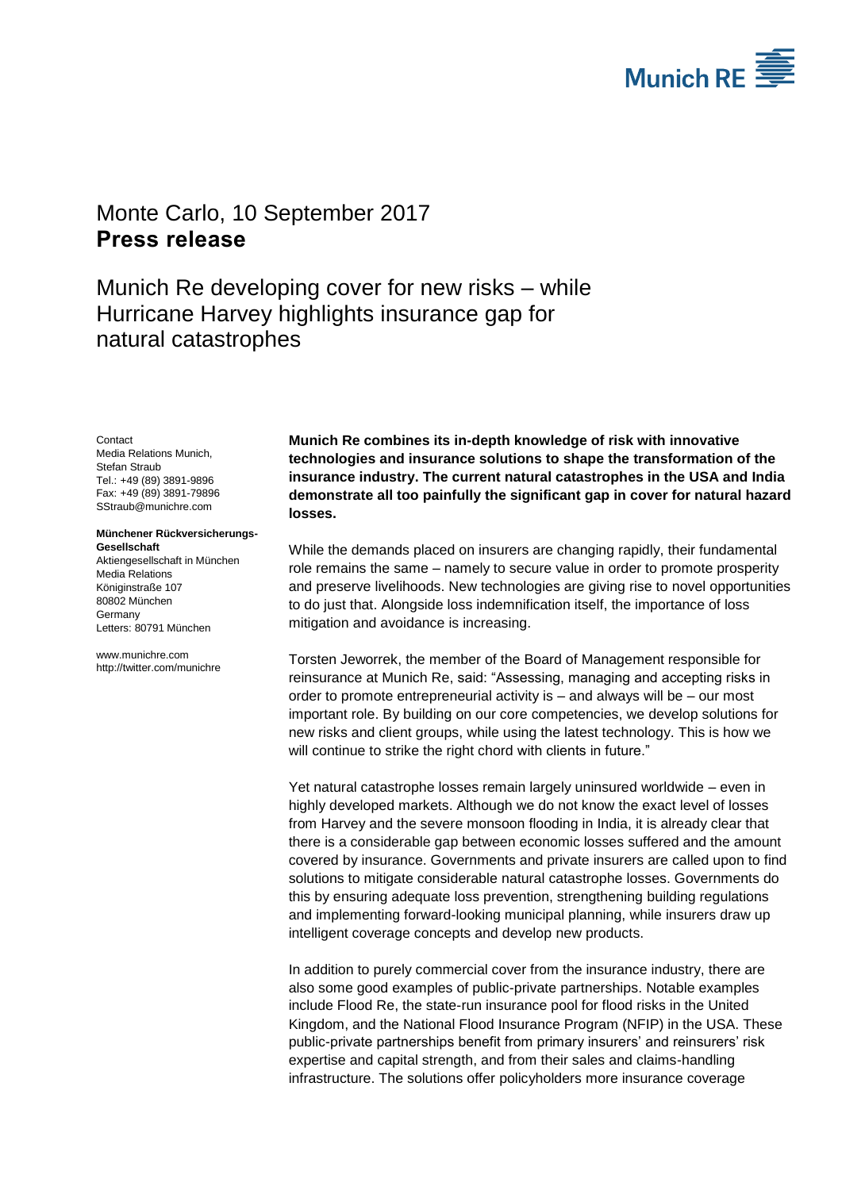Monte Carlo, 10 September 2017

**Press release**

# Munich Re developing cover for new risks – while Hurricane Harvey highlights insurance gap for natural catastrophes

Contact
Media Relations Munich,
Stefan Straub
Tel.: +49 (89) 3891-9896
Fax: +49 (89) 3891-79896
SStraub@munichre.com

**Münchener Rückversicherungs-Gesellschaft**
Aktiengesellschaft in München
Media Relations
Königinstraße 107
80802 München
Germany
Letters: 80791 München

www.munichre.com
http://twitter.com/munichre

**Munich Re combines its in-depth knowledge of risk with innovative technologies and insurance solutions to shape the transformation of the insurance industry. The current natural catastrophes in the USA and India demonstrate all too painfully the significant gap in cover for natural hazard losses.**

While the demands placed on insurers are changing rapidly, their fundamental role remains the same – namely to secure value in order to promote prosperity and preserve livelihoods. New technologies are giving rise to novel opportunities to do just that. Alongside loss indemnification itself, the importance of loss mitigation and avoidance is increasing.

Torsten Jeworrek, the member of the Board of Management responsible for reinsurance at Munich Re, said: "Assessing, managing and accepting risks in order to promote entrepreneurial activity is – and always will be – our most important role. By building on our core competencies, we develop solutions for new risks and client groups, while using the latest technology. This is how we will continue to strike the right chord with clients in future."

Yet natural catastrophe losses remain largely uninsured worldwide – even in highly developed markets. Although we do not know the exact level of losses from Harvey and the severe monsoon flooding in India, it is already clear that there is a considerable gap between economic losses suffered and the amount covered by insurance. Governments and private insurers are called upon to find solutions to mitigate considerable natural catastrophe losses. Governments do this by ensuring adequate loss prevention, strengthening building regulations and implementing forward-looking municipal planning, while insurers draw up intelligent coverage concepts and develop new products.

In addition to purely commercial cover from the insurance industry, there are also some good examples of public-private partnerships. Notable examples include Flood Re, the state-run insurance pool for flood risks in the United Kingdom, and the National Flood Insurance Program (NFIP) in the USA. These public-private partnerships benefit from primary insurers' and reinsurers' risk expertise and capital strength, and from their sales and claims-handling infrastructure. The solutions offer policyholders more insurance coverage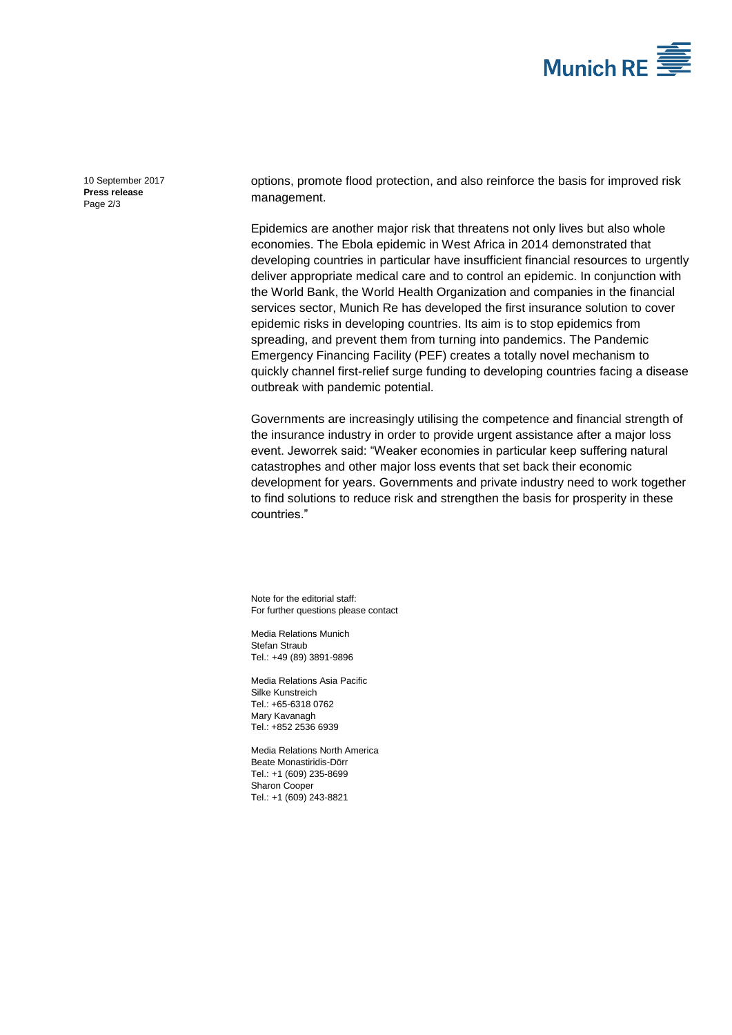options, promote flood protection, and also reinforce the basis for improved risk management.

Epidemics are another major risk that threatens not only lives but also whole economies. The Ebola epidemic in West Africa in 2014 demonstrated that developing countries in particular have insufficient financial resources to urgently deliver appropriate medical care and to control an epidemic. In conjunction with the World Bank, the World Health Organization and companies in the financial services sector, Munich Re has developed the first insurance solution to cover epidemic risks in developing countries. Its aim is to stop epidemics from spreading, and prevent them from turning into pandemics. The Pandemic Emergency Financing Facility (PEF) creates a totally novel mechanism to quickly channel first-relief surge funding to developing countries facing a disease outbreak with pandemic potential.

Governments are increasingly utilising the competence and financial strength of the insurance industry in order to provide urgent assistance after a major loss event. Jeworrek said: "Weaker economies in particular keep suffering natural catastrophes and other major loss events that set back their economic development for years. Governments and private industry need to work together to find solutions to reduce risk and strengthen the basis for prosperity in these countries."

Note for the editorial staff:
For further questions please contact

Media Relations Munich
Stefan Straub
Tel.: +49 (89) 3891-9896

Media Relations Asia Pacific
Silke Kunstreich
Tel.: +65-6318 0762
Mary Kavanagh
Tel.: +852 2536 6939

Media Relations North America
Beate Monastiridis-Dörr
Tel.: +1 (609) 235-8699
Sharon Cooper
Tel.: +1 (609) 243-8821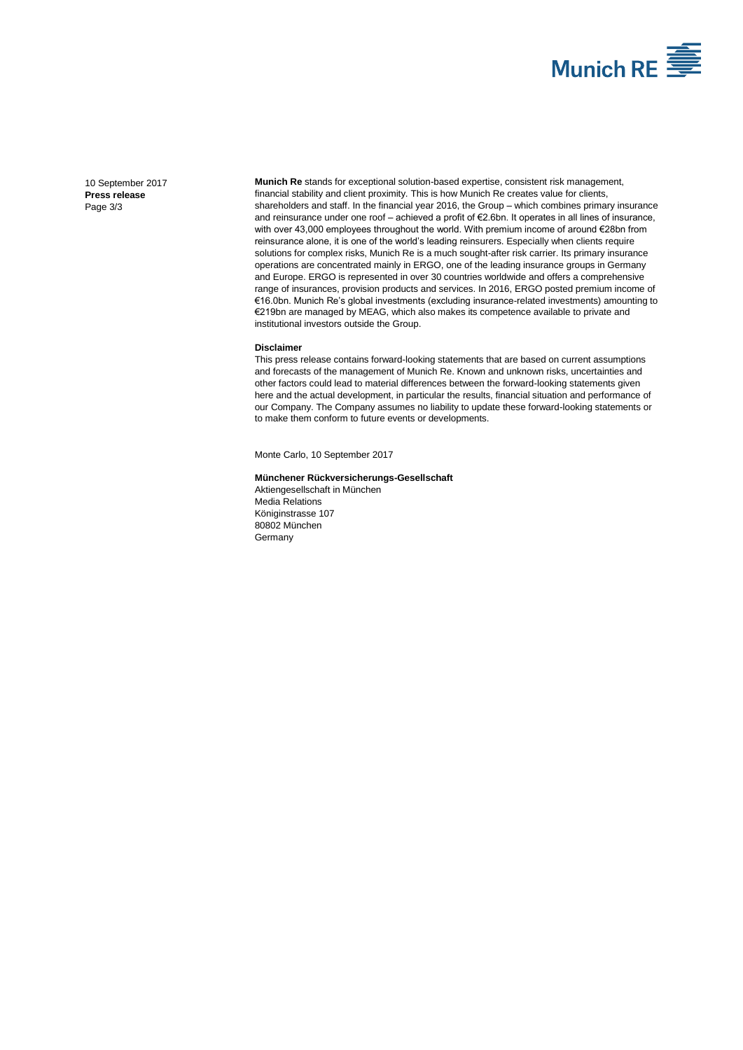**Munich Re** stands for exceptional solution-based expertise, consistent risk management, financial stability and client proximity. This is how Munich Re creates value for clients, shareholders and staff. In the financial year 2016, the Group – which combines primary insurance and reinsurance under one roof – achieved a profit of €2.6bn. It operates in all lines of insurance, with over 43,000 employees throughout the world. With premium income of around €28bn from reinsurance alone, it is one of the world's leading reinsurers. Especially when clients require solutions for complex risks, Munich Re is a much sought-after risk carrier. Its primary insurance operations are concentrated mainly in ERGO, one of the leading insurance groups in Germany and Europe. ERGO is represented in over 30 countries worldwide and offers a comprehensive range of insurances, provision products and services. In 2016, ERGO posted premium income of €16.0bn. Munich Re's global investments (excluding insurance-related investments) amounting to €219bn are managed by MEAG, which also makes its competence available to private and institutional investors outside the Group.

**Disclaimer**

This press release contains forward-looking statements that are based on current assumptions and forecasts of the management of Munich Re. Known and unknown risks, uncertainties and other factors could lead to material differences between the forward-looking statements given here and the actual development, in particular the results, financial situation and performance of our Company. The Company assumes no liability to update these forward-looking statements or to make them conform to future events or developments.

Monte Carlo, 10 September 2017

**Münchener Rückversicherungs-Gesellschaft**
Aktiengesellschaft in München
Media Relations
Königinstrasse 107
80802 München
Germany